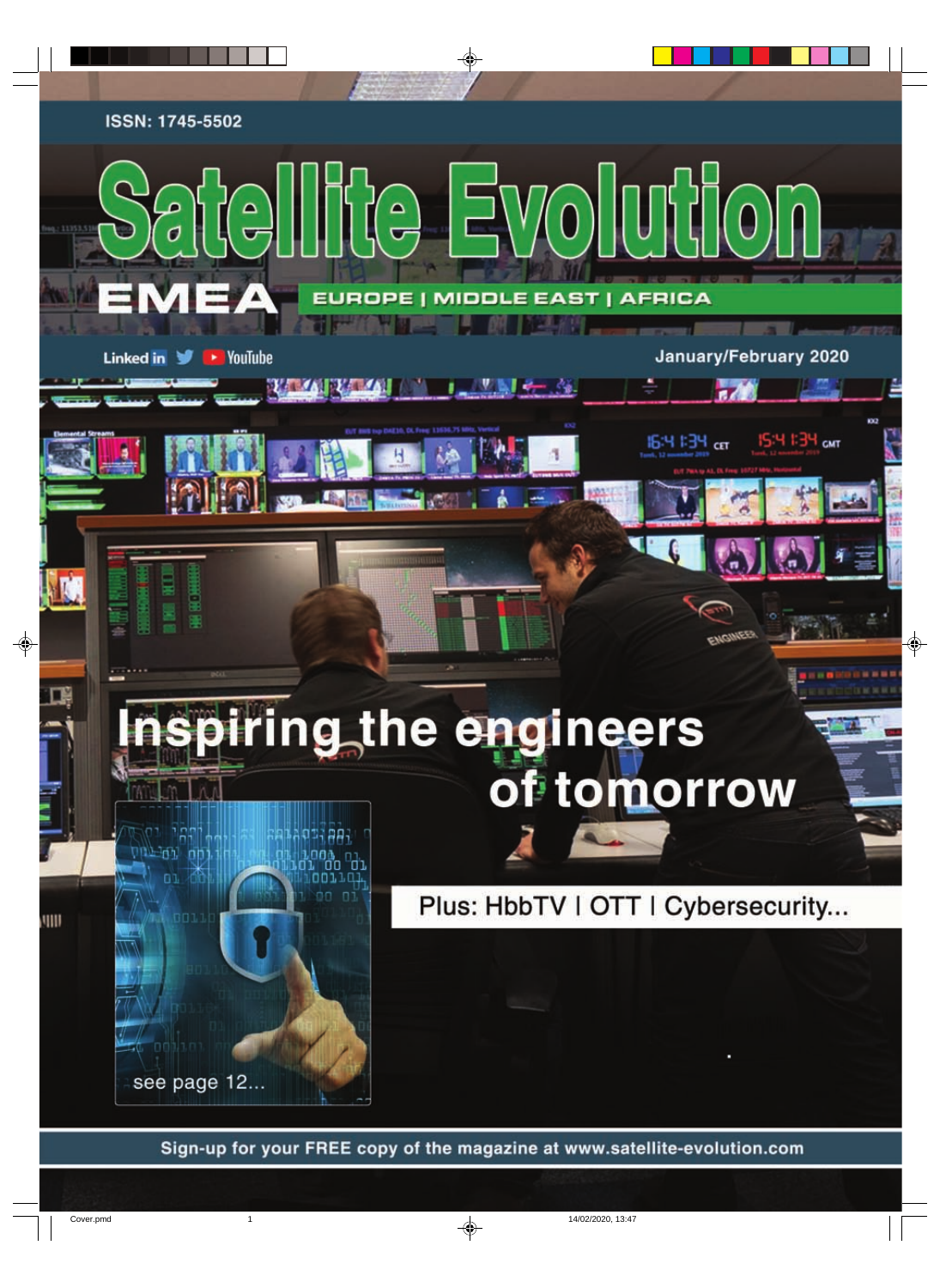ISSN: 1745-5502

# Satellite Evolution

## EMEA

EUROPE | MIDDLE EAST | AFRICA

LinkedIn YouTube

January/February 2020

# Inspiring the engineers of tomorrow

Plus: HbbTV | OTT | Cybersecurity...

see page 12...

Sign-up for your FREE copy of the magazine at www.satellite-evolution.com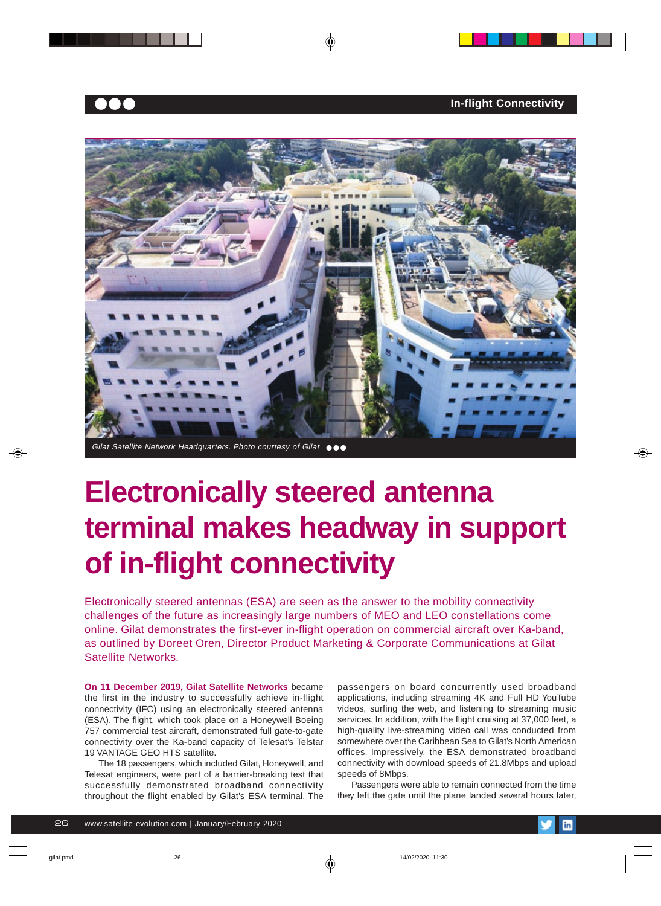Gilat Satellite Network Headquarters. Photo courtesy of Gilat

# Electronically steered antenna terminal makes headway in support of in-flight connectivity

Electronically steered antennas (ESA) are seen as the answer to the mobility connectivity challenges of the future as increasingly large numbers of MEO and LEO constellations come online. Gilat demonstrates the first-ever in-flight operation on commercial aircraft over Ka-band, as outlined by Doreet Oren, Director Product Marketing & Corporate Communications at Gilat Satellite Networks.

**On 11 December 2019, Gilat Satellite Networks** became the first in the industry to successfully achieve in-flight connectivity (IFC) using an electronically steered antenna (ESA). The flight, which took place on a Honeywell Boeing 757 commercial test aircraft, demonstrated full gate-to-gate connectivity over the Ka-band capacity of Telesat's Telstar 19 VANTAGE GEO HTS satellite.

The 18 passengers, which included Gilat, Honeywell, and Telesat engineers, were part of a barrier-breaking test that successfully demonstrated broadband connectivity throughout the flight enabled by Gilat's ESA terminal. The passengers on board concurrently used broadband applications, including streaming 4K and Full HD YouTube videos, surfing the web, and listening to streaming music services. In addition, with the flight cruising at 37,000 feet, a high-quality live-streaming video call was conducted from somewhere over the Caribbean Sea to Gilat's North American offices. Impressively, the ESA demonstrated broadband connectivity with download speeds of 21.8Mbps and upload speeds of 8Mbps.

Passengers were able to remain connected from the time they left the gate until the plane landed several hours later,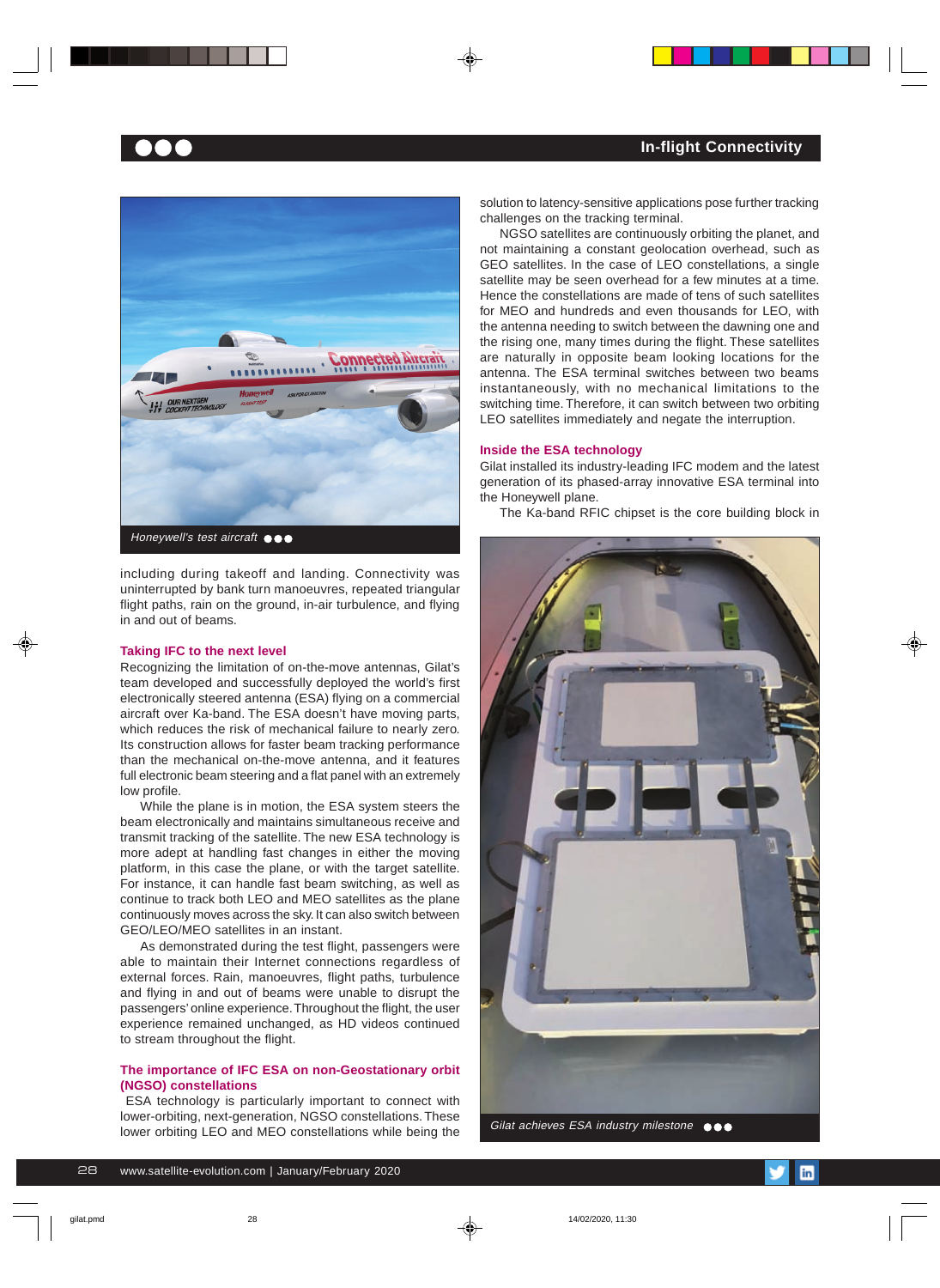Honeywell's test aircraft

including during takeoff and landing. Connectivity was uninterrupted by bank turn manoeuvres, repeated triangular flight paths, rain on the ground, in-air turbulence, and flying in and out of beams.

### Taking IFC to the next level

Recognizing the limitation of on-the-move antennas, Gilat's team developed and successfully deployed the world's first electronically steered antenna (ESA) flying on a commercial aircraft over Ka-band. The ESA doesn't have moving parts, which reduces the risk of mechanical failure to nearly zero. Its construction allows for faster beam tracking performance than the mechanical on-the-move antenna, and it features full electronic beam steering and a flat panel with an extremely low profile.

While the plane is in motion, the ESA system steers the beam electronically and maintains simultaneous receive and transmit tracking of the satellite. The new ESA technology is more adept at handling fast changes in either the moving platform, in this case the plane, or with the target satellite. For instance, it can handle fast beam switching, as well as continue to track both LEO and MEO satellites as the plane continuously moves across the sky. It can also switch between GEO/LEO/MEO satellites in an instant.

As demonstrated during the test flight, passengers were able to maintain their Internet connections regardless of external forces. Rain, manoeuvres, flight paths, turbulence and flying in and out of beams were unable to disrupt the passengers' online experience. Throughout the flight, the user experience remained unchanged, as HD videos continued to stream throughout the flight.

### The importance of IFC ESA on non-Geostationary orbit (NGSO) constellations

ESA technology is particularly important to connect with lower-orbiting, next-generation, NGSO constellations. These lower orbiting LEO and MEO constellations while being the solution to latency-sensitive applications pose further tracking challenges on the tracking terminal.

NGSO satellites are continuously orbiting the planet, and not maintaining a constant geolocation overhead, such as GEO satellites. In the case of LEO constellations, a single satellite may be seen overhead for a few minutes at a time. Hence the constellations are made of tens of such satellites for MEO and hundreds and even thousands for LEO, with the antenna needing to switch between the dawning one and the rising one, many times during the flight. These satellites are naturally in opposite beam looking locations for the antenna. The ESA terminal switches between two beams instantaneously, with no mechanical limitations to the switching time. Therefore, it can switch between two orbiting LEO satellites immediately and negate the interruption.

### Inside the ESA technology

Gilat installed its industry-leading IFC modem and the latest generation of its phased-array innovative ESA terminal into the Honeywell plane.

The Ka-band RFIC chipset is the core building block in

Gilat achieves ESA industry milestone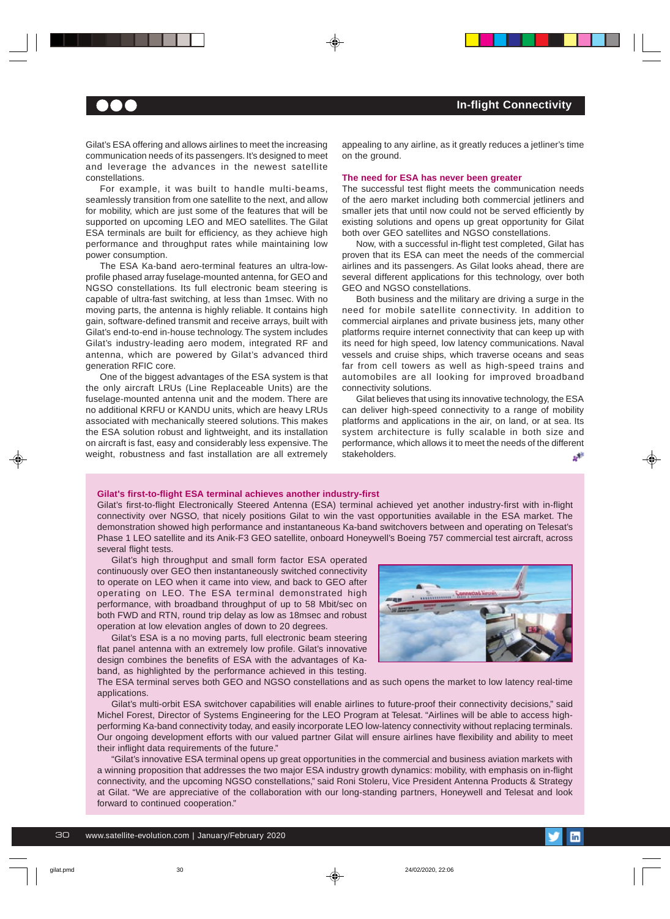Gilat's ESA offering and allows airlines to meet the increasing communication needs of its passengers. It's designed to meet and leverage the advances in the newest satellite constellations.

For example, it was built to handle multi-beams, seamlessly transition from one satellite to the next, and allow for mobility, which are just some of the features that will be supported on upcoming LEO and MEO satellites. The Gilat ESA terminals are built for efficiency, as they achieve high performance and throughput rates while maintaining low power consumption.

The ESA Ka-band aero-terminal features an ultra-low-profile phased array fuselage-mounted antenna, for GEO and NGSO constellations. Its full electronic beam steering is capable of ultra-fast switching, at less than 1msec. With no moving parts, the antenna is highly reliable. It contains high gain, software-defined transmit and receive arrays, built with Gilat's end-to-end in-house technology. The system includes Gilat's industry-leading aero modem, integrated RF and antenna, which are powered by Gilat's advanced third generation RFIC core.

One of the biggest advantages of the ESA system is that the only aircraft LRUs (Line Replaceable Units) are the fuselage-mounted antenna unit and the modem. There are no additional KRFU or KANDU units, which are heavy LRUs associated with mechanically steered solutions. This makes the ESA solution robust and lightweight, and its installation on aircraft is fast, easy and considerably less expensive. The weight, robustness and fast installation are all extremely appealing to any airline, as it greatly reduces a jetliner's time on the ground.

## The need for ESA has never been greater

The successful test flight meets the communication needs of the aero market including both commercial jetliners and smaller jets that until now could not be served efficiently by existing solutions and opens up great opportunity for Gilat both over GEO satellites and NGSO constellations.

Now, with a successful in-flight test completed, Gilat has proven that its ESA can meet the needs of the commercial airlines and its passengers. As Gilat looks ahead, there are several different applications for this technology, over both GEO and NGSO constellations.

Both business and the military are driving a surge in the need for mobile satellite connectivity. In addition to commercial airplanes and private business jets, many other platforms require internet connectivity that can keep up with its need for high speed, low latency communications. Naval vessels and cruise ships, which traverse oceans and seas far from cell towers as well as high-speed trains and automobiles are all looking for improved broadband connectivity solutions.

Gilat believes that using its innovative technology, the ESA can deliver high-speed connectivity to a range of mobility platforms and applications in the air, on land, or at sea. Its system architecture is fully scalable in both size and performance, which allows it to meet the needs of the different stakeholders.

## Gilat's first-to-flight ESA terminal achieves another industry-first

Gilat's first-to-flight Electronically Steered Antenna (ESA) terminal achieved yet another industry-first with in-flight connectivity over NGSO, that nicely positions Gilat to win the vast opportunities available in the ESA market. The demonstration showed high performance and instantaneous Ka-band switchovers between and operating on Telesat's Phase 1 LEO satellite and its Anik-F3 GEO satellite, onboard Honeywell's Boeing 757 commercial test aircraft, across several flight tests.

Gilat's high throughput and small form factor ESA operated continuously over GEO then instantaneously switched connectivity to operate on LEO when it came into view, and back to GEO after operating on LEO. The ESA terminal demonstrated high performance, with broadband throughput of up to 58 Mbit/sec on both FWD and RTN, round trip delay as low as 18msec and robust operation at low elevation angles of down to 20 degrees.

Gilat's ESA is a no moving parts, full electronic beam steering flat panel antenna with an extremely low profile. Gilat's innovative design combines the benefits of ESA with the advantages of Ka-band, as highlighted by the performance achieved in this testing. The ESA terminal serves both GEO and NGSO constellations and as such opens the market to low latency real-time applications.

Gilat's multi-orbit ESA switchover capabilities will enable airlines to future-proof their connectivity decisions," said Michel Forest, Director of Systems Engineering for the LEO Program at Telesat. "Airlines will be able to access high-performing Ka-band connectivity today, and easily incorporate LEO low-latency connectivity without replacing terminals. Our ongoing development efforts with our valued partner Gilat will ensure airlines have flexibility and ability to meet their inflight data requirements of the future."

"Gilat's innovative ESA terminal opens up great opportunities in the commercial and business aviation markets with a winning proposition that addresses the two major ESA industry growth dynamics: mobility, with emphasis on in-flight connectivity, and the upcoming NGSO constellations," said Roni Stoleru, Vice President Antenna Products & Strategy at Gilat. "We are appreciative of the collaboration with our long-standing partners, Honeywell and Telesat and look forward to continued cooperation."